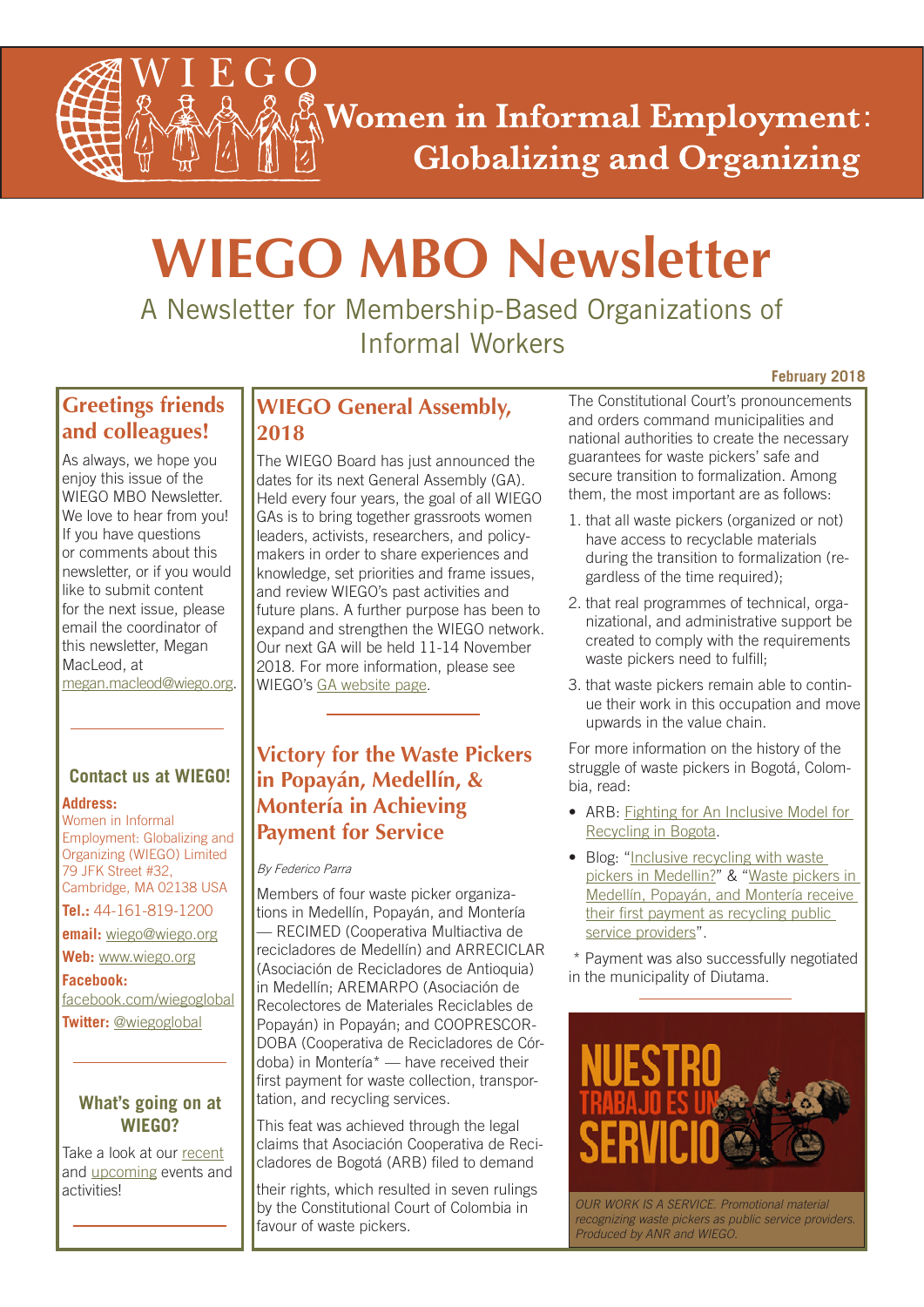# Women in Informal Employment: Globalizing and Organizing

# WIEGO MBO Newsletter

A Newsletter for Membership-Based Organizations of Informal Workers

**February 2018**

## Greetings friends and colleagues!

As always, we hope you enjoy this issue of the WIEGO MBO Newsletter. We love to hear from you! If you have questions or comments about this newsletter, or if you would like to submit content for the next issue, please email the coordinator of this newsletter, Megan MacLeod, at megan.macleod@wiego.org.

### Contact us at WIEGO!

**Address:**
Women in Informal Employment: Globalizing and Organizing (WIEGO) Limited
79 JFK Street #32,
Cambridge, MA 02138 USA

**Tel.:** 44-161-819-1200

**email:** wiego@wiego.org

**Web:** www.wiego.org

**Facebook:** facebook.com/wiegoglobal

**Twitter:** @wiegoglobal

### What's going on at WIEGO?

Take a look at our recent and upcoming events and activities!

## WIEGO General Assembly, 2018

The WIEGO Board has just announced the dates for its next General Assembly (GA). Held every four years, the goal of all WIEGO GAs is to bring together grassroots women leaders, activists, researchers, and policy-makers in order to share experiences and knowledge, set priorities and frame issues, and review WIEGO's past activities and future plans. A further purpose has been to expand and strengthen the WIEGO network. Our next GA will be held 11-14 November 2018. For more information, please see WIEGO's GA website page.

## Victory for the Waste Pickers in Popayán, Medellín, & Montería in Achieving Payment for Service

*By Federico Parra*

Members of four waste picker organizations in Medellín, Popayán, and Montería — RECIMED (Cooperativa Multiactiva de recicladores de Medellín) and ARRECICLAR (Asociación de Recicladores de Antioquia) in Medellín; AREMARPO (Asociación de Recolectores de Materiales Reciclables de Popayán) in Popayán; and COOPRESCORDOBA (Cooperativa de Recicladores de Córdoba) in Montería* — have received their first payment for waste collection, transportation, and recycling services.

This feat was achieved through the legal claims that Asociación Cooperativa de Recicladores de Bogotá (ARB) filed to demand their rights, which resulted in seven rulings by the Constitutional Court of Colombia in favour of waste pickers.

The Constitutional Court's pronouncements and orders command municipalities and national authorities to create the necessary guarantees for waste pickers' safe and secure transition to formalization. Among them, the most important are as follows:

1. that all waste pickers (organized or not) have access to recyclable materials during the transition to formalization (regardless of the time required);
2. that real programmes of technical, organizational, and administrative support be created to comply with the requirements waste pickers need to fulfill;
3. that waste pickers remain able to continue their work in this occupation and move upwards in the value chain.

For more information on the history of the struggle of waste pickers in Bogotá, Colombia, read:

- ARB: Fighting for An Inclusive Model for Recycling in Bogota.
- Blog: "Inclusive recycling with waste pickers in Medellin?" & "Waste pickers in Medellín, Popayán, and Montería receive their first payment as recycling public service providers".

\* Payment was also successfully negotiated in the municipality of Diutama.

NUESTRO TRABAJO ES UN SERVICIO

*OUR WORK IS A SERVICE. Promotional material recognizing waste pickers as public service providers. Produced by ANR and WIEGO.*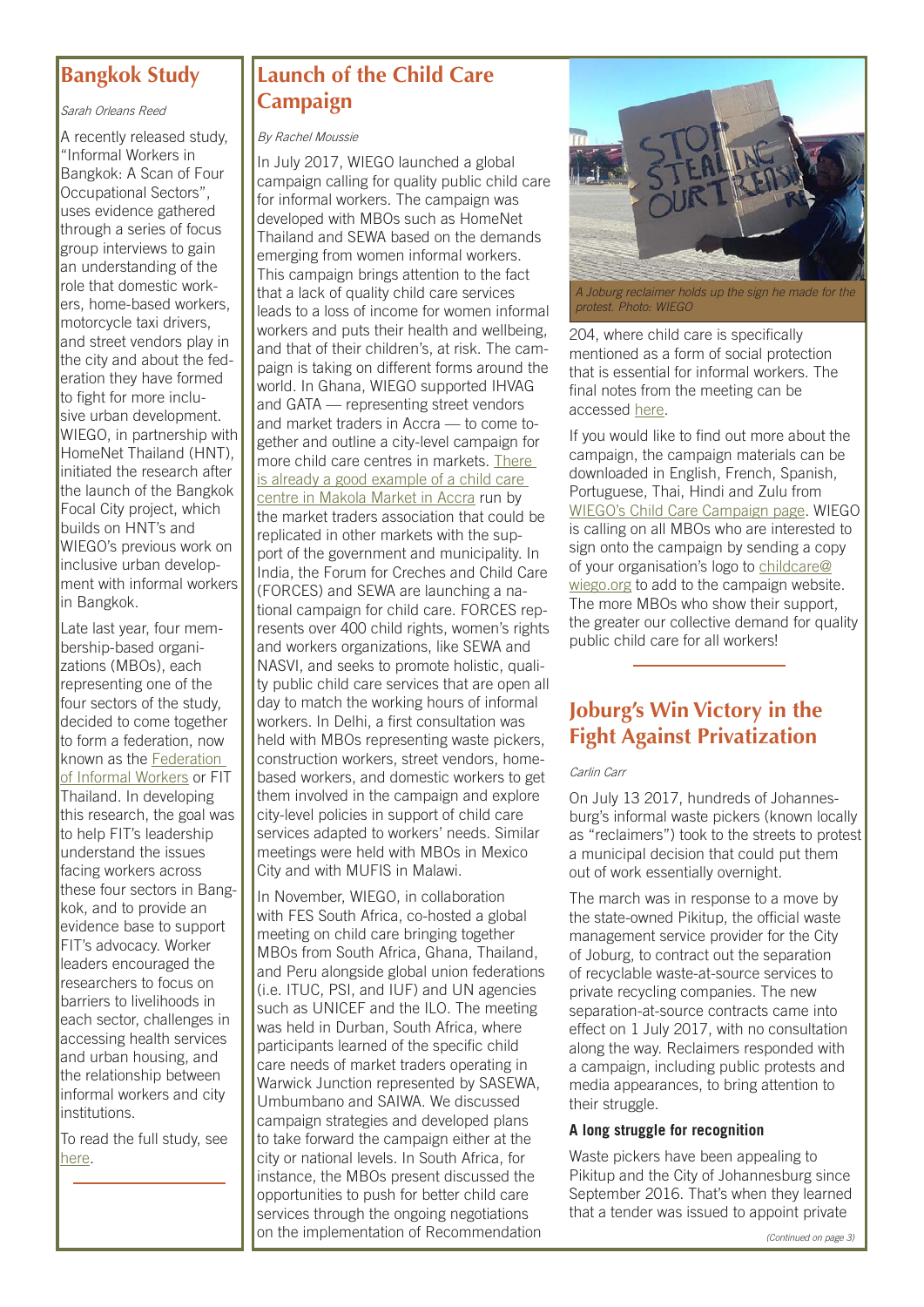## Bangkok Study

*Sarah Orleans Reed*

A recently released study, "Informal Workers in Bangkok: A Scan of Four Occupational Sectors", uses evidence gathered through a series of focus group interviews to gain an understanding of the role that domestic workers, home-based workers, motorcycle taxi drivers, and street vendors play in the city and about the federation they have formed to fight for more inclusive urban development. WIEGO, in partnership with HomeNet Thailand (HNT), initiated the research after the launch of the Bangkok Focal City project, which builds on HNT's and WIEGO's previous work on inclusive urban development with informal workers in Bangkok.

Late last year, four membership-based organizations (MBOs), each representing one of the four sectors of the study, decided to come together to form a federation, now known as the Federation of Informal Workers or FIT Thailand. In developing this research, the goal was to help FIT's leadership understand the issues facing workers across these four sectors in Bangkok, and to provide an evidence base to support FIT's advocacy. Worker leaders encouraged the researchers to focus on barriers to livelihoods in each sector, challenges in accessing health services and urban housing, and the relationship between informal workers and city institutions.

To read the full study, see here.

## Launch of the Child Care Campaign

*By Rachel Moussie*

In July 2017, WIEGO launched a global campaign calling for quality public child care for informal workers. The campaign was developed with MBOs such as HomeNet Thailand and SEWA based on the demands emerging from women informal workers. This campaign brings attention to the fact that a lack of quality child care services leads to a loss of income for women informal workers and puts their health and wellbeing, and that of their children's, at risk. The campaign is taking on different forms around the world. In Ghana, WIEGO supported IHVAG and GATA — representing street vendors and market traders in Accra — to come together and outline a city-level campaign for more child care centres in markets. There is already a good example of a child care centre in Makola Market in Accra run by the market traders association that could be replicated in other markets with the support of the government and municipality. In India, the Forum for Creches and Child Care (FORCES) and SEWA are launching a national campaign for child care. FORCES represents over 400 child rights, women's rights and workers organizations, like SEWA and NASVI, and seeks to promote holistic, quality public child care services that are open all day to match the working hours of informal workers. In Delhi, a first consultation was held with MBOs representing waste pickers, construction workers, street vendors, home-based workers, and domestic workers to get them involved in the campaign and explore city-level policies in support of child care services adapted to workers' needs. Similar meetings were held with MBOs in Mexico City and with MUFIS in Malawi.

In November, WIEGO, in collaboration with FES South Africa, co-hosted a global meeting on child care bringing together MBOs from South Africa, Ghana, Thailand, and Peru alongside global union federations (i.e. ITUC, PSI, and IUF) and UN agencies such as UNICEF and the ILO. The meeting was held in Durban, South Africa, where participants learned of the specific child care needs of market traders operating in Warwick Junction represented by SASEWA, Umbumbano and SAIWA. We discussed campaign strategies and developed plans to take forward the campaign either at the city or national levels. In South Africa, for instance, the MBOs present discussed the opportunities to push for better child care services through the ongoing negotiations on the implementation of Recommendation 204, where child care is specifically mentioned as a form of social protection that is essential for informal workers. The final notes from the meeting can be accessed here.

If you would like to find out more about the campaign, the campaign materials can be downloaded in English, French, Spanish, Portuguese, Thai, Hindi and Zulu from WIEGO's Child Care Campaign page. WIEGO is calling on all MBOs who are interested to sign onto the campaign by sending a copy of your organisation's logo to childcare@wiego.org to add to the campaign website. The more MBOs who show their support, the greater our collective demand for quality public child care for all workers!

*A Joburg reclaimer holds up the sign he made for the protest. Photo: WIEGO*

## Joburg's Win Victory in the Fight Against Privatization

*Carlin Carr*

On July 13 2017, hundreds of Johannesburg's informal waste pickers (known locally as "reclaimers") took to the streets to protest a municipal decision that could put them out of work essentially overnight.

The march was in response to a move by the state-owned Pikitup, the official waste management service provider for the City of Joburg, to contract out the separation of recyclable waste-at-source services to private recycling companies. The new separation-at-source contracts came into effect on 1 July 2017, with no consultation along the way. Reclaimers responded with a campaign, including public protests and media appearances, to bring attention to their struggle.

#### A long struggle for recognition

Waste pickers have been appealing to Pikitup and the City of Johannesburg since September 2016. That's when they learned that a tender was issued to appoint private

*(Continued on page 3)*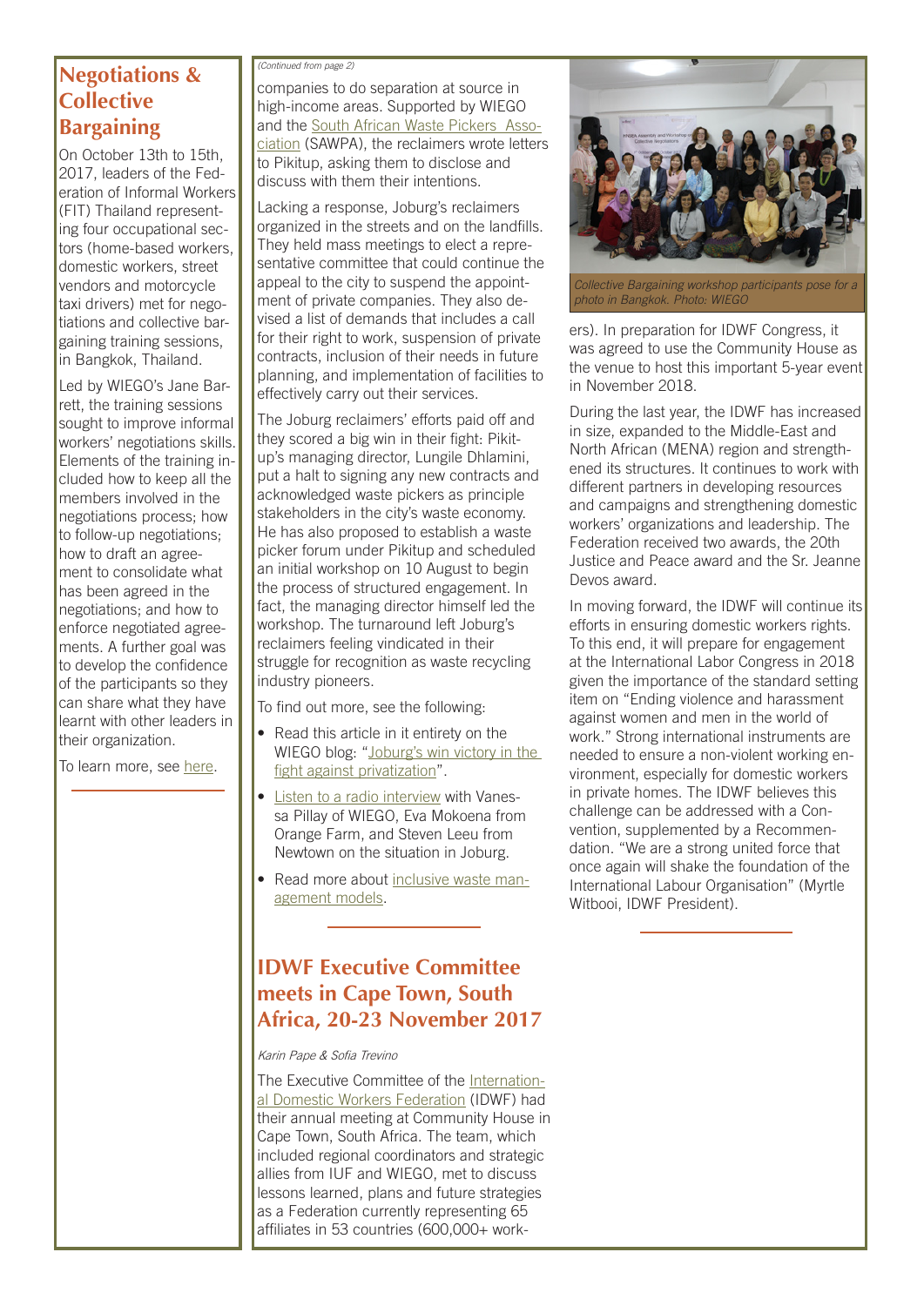## Negotiations & Collective Bargaining

On October 13th to 15th, 2017, leaders of the Federation of Informal Workers (FIT) Thailand representing four occupational sectors (home-based workers, domestic workers, street vendors and motorcycle taxi drivers) met for negotiations and collective bargaining training sessions, in Bangkok, Thailand.

Led by WIEGO's Jane Barrett, the training sessions sought to improve informal workers' negotiations skills. Elements of the training included how to keep all the members involved in the negotiations process; how to follow-up negotiations; how to draft an agreement to consolidate what has been agreed in the negotiations; and how to enforce negotiated agreements. A further goal was to develop the confidence of the participants so they can share what they have learnt with other leaders in their organization.

To learn more, see here.

---

*(Continued from page 2)*

companies to do separation at source in high-income areas. Supported by WIEGO and the South African Waste Pickers Association (SAWPA), the reclaimers wrote letters to Pikitup, asking them to disclose and discuss with them their intentions.

Lacking a response, Joburg's reclaimers organized in the streets and on the landfills. They held mass meetings to elect a representative committee that could continue the appeal to the city to suspend the appointment of private companies. They also devised a list of demands that includes a call for their right to work, suspension of private contracts, inclusion of their needs in future planning, and implementation of facilities to effectively carry out their services.

The Joburg reclaimers' efforts paid off and they scored a big win in their fight: Pikitup's managing director, Lungile Dhlamini, put a halt to signing any new contracts and acknowledged waste pickers as principle stakeholders in the city's waste economy. He has also proposed to establish a waste picker forum under Pikitup and scheduled an initial workshop on 10 August to begin the process of structured engagement. In fact, the managing director himself led the workshop. The turnaround left Joburg's reclaimers feeling vindicated in their struggle for recognition as waste recycling industry pioneers.

To find out more, see the following:

- Read this article in it entirety on the WIEGO blog: "Joburg's win victory in the fight against privatization".
- Listen to a radio interview with Vanessa Pillay of WIEGO, Eva Mokoena from Orange Farm, and Steven Leeu from Newtown on the situation in Joburg.
- Read more about inclusive waste management models.

---

## IDWF Executive Committee meets in Cape Town, South Africa, 20-23 November 2017

*Karin Pape & Sofia Trevino*

The Executive Committee of the International Domestic Workers Federation (IDWF) had their annual meeting at Community House in Cape Town, South Africa. The team, which included regional coordinators and strategic allies from IUF and WIEGO, met to discuss lessons learned, plans and future strategies as a Federation currently representing 65 affiliates in 53 countries (600,000+ workers). In preparation for IDWF Congress, it was agreed to use the Community House as the venue to host this important 5-year event in November 2018.

*Collective Bargaining workshop participants pose for a photo in Bangkok. Photo: WIEGO*

During the last year, the IDWF has increased in size, expanded to the Middle-East and North African (MENA) region and strengthened its structures. It continues to work with different partners in developing resources and campaigns and strengthening domestic workers' organizations and leadership. The Federation received two awards, the 20th Justice and Peace award and the Sr. Jeanne Devos award.

In moving forward, the IDWF will continue its efforts in ensuring domestic workers rights. To this end, it will prepare for engagement at the International Labor Congress in 2018 given the importance of the standard setting item on "Ending violence and harassment against women and men in the world of work." Strong international instruments are needed to ensure a non-violent working environment, especially for domestic workers in private homes. The IDWF believes this challenge can be addressed with a Convention, supplemented by a Recommendation. "We are a strong united force that once again will shake the foundation of the International Labour Organisation" (Myrtle Witbooi, IDWF President).